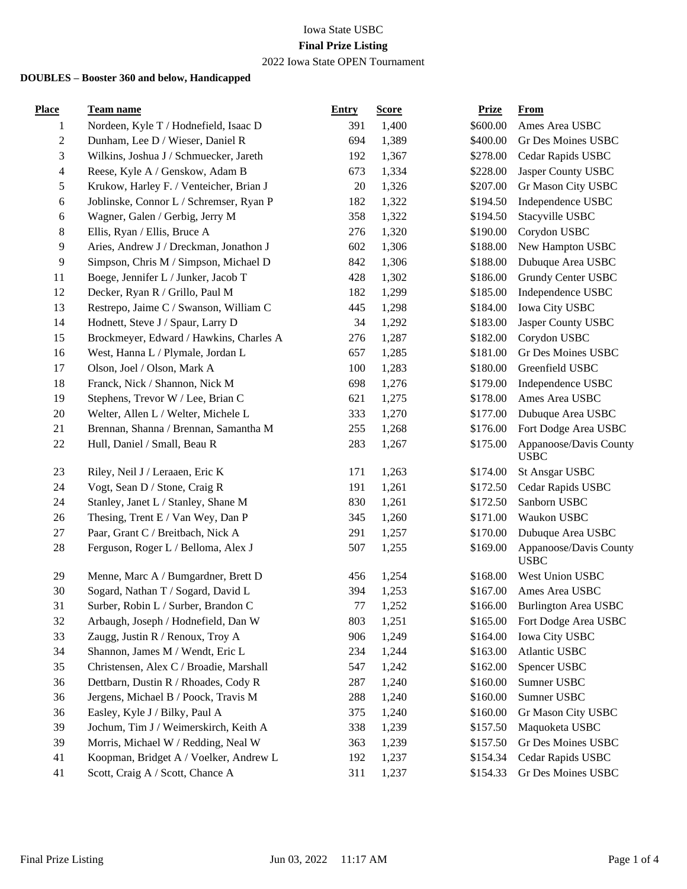Iowa State USBC

**Final Prize Listing**

2022 Iowa State OPEN Tournament

**DOUBLES – Booster 360 and below, Handicapped**

| Place | Team name | Entry | Score | Prize | From |
|---|---|---|---|---|---|
| 1 | Nordeen, Kyle T / Hodnefield, Isaac D | 391 | 1,400 | $600.00 | Ames Area USBC |
| 2 | Dunham, Lee D / Wieser, Daniel R | 694 | 1,389 | $400.00 | Gr Des Moines USBC |
| 3 | Wilkins, Joshua J / Schmuecker, Jareth | 192 | 1,367 | $278.00 | Cedar Rapids USBC |
| 4 | Reese, Kyle A / Genskow, Adam B | 673 | 1,334 | $228.00 | Jasper County USBC |
| 5 | Krukow, Harley F. / Venteicher, Brian J | 20 | 1,326 | $207.00 | Gr Mason City USBC |
| 6 | Joblinske, Connor L / Schremser, Ryan P | 182 | 1,322 | $194.50 | Independence USBC |
| 6 | Wagner, Galen / Gerbig, Jerry M | 358 | 1,322 | $194.50 | Stacyville USBC |
| 8 | Ellis, Ryan / Ellis, Bruce A | 276 | 1,320 | $190.00 | Corydon USBC |
| 9 | Aries, Andrew J / Dreckman, Jonathon J | 602 | 1,306 | $188.00 | New Hampton USBC |
| 9 | Simpson, Chris M / Simpson, Michael D | 842 | 1,306 | $188.00 | Dubuque Area USBC |
| 11 | Boege, Jennifer L / Junker, Jacob T | 428 | 1,302 | $186.00 | Grundy Center USBC |
| 12 | Decker, Ryan R / Grillo, Paul M | 182 | 1,299 | $185.00 | Independence USBC |
| 13 | Restrepo, Jaime C / Swanson, William C | 445 | 1,298 | $184.00 | Iowa City USBC |
| 14 | Hodnett, Steve J / Spaur, Larry D | 34 | 1,292 | $183.00 | Jasper County USBC |
| 15 | Brockmeyer, Edward / Hawkins, Charles A | 276 | 1,287 | $182.00 | Corydon USBC |
| 16 | West, Hanna L / Plymale, Jordan L | 657 | 1,285 | $181.00 | Gr Des Moines USBC |
| 17 | Olson, Joel / Olson, Mark A | 100 | 1,283 | $180.00 | Greenfield USBC |
| 18 | Franck, Nick / Shannon, Nick M | 698 | 1,276 | $179.00 | Independence USBC |
| 19 | Stephens, Trevor W / Lee, Brian C | 621 | 1,275 | $178.00 | Ames Area USBC |
| 20 | Welter, Allen L / Welter, Michele L | 333 | 1,270 | $177.00 | Dubuque Area USBC |
| 21 | Brennan, Shanna / Brennan, Samantha M | 255 | 1,268 | $176.00 | Fort Dodge Area USBC |
| 22 | Hull, Daniel / Small, Beau R | 283 | 1,267 | $175.00 | Appanoose/Davis County USBC |
| 23 | Riley, Neil J / Leraaen, Eric K | 171 | 1,263 | $174.00 | St Ansgar USBC |
| 24 | Vogt, Sean D / Stone, Craig R | 191 | 1,261 | $172.50 | Cedar Rapids USBC |
| 24 | Stanley, Janet L / Stanley, Shane M | 830 | 1,261 | $172.50 | Sanborn USBC |
| 26 | Thesing, Trent E / Van Wey, Dan P | 345 | 1,260 | $171.00 | Waukon USBC |
| 27 | Paar, Grant C / Breitbach, Nick A | 291 | 1,257 | $170.00 | Dubuque Area USBC |
| 28 | Ferguson, Roger L / Belloma, Alex J | 507 | 1,255 | $169.00 | Appanoose/Davis County USBC |
| 29 | Menne, Marc A / Bumgardner, Brett D | 456 | 1,254 | $168.00 | West Union USBC |
| 30 | Sogard, Nathan T / Sogard, David L | 394 | 1,253 | $167.00 | Ames Area USBC |
| 31 | Surber, Robin L / Surber, Brandon C | 77 | 1,252 | $166.00 | Burlington Area USBC |
| 32 | Arbaugh, Joseph / Hodnefield, Dan W | 803 | 1,251 | $165.00 | Fort Dodge Area USBC |
| 33 | Zaugg, Justin R / Renoux, Troy A | 906 | 1,249 | $164.00 | Iowa City USBC |
| 34 | Shannon, James M / Wendt, Eric L | 234 | 1,244 | $163.00 | Atlantic USBC |
| 35 | Christensen, Alex C / Broadie, Marshall | 547 | 1,242 | $162.00 | Spencer USBC |
| 36 | Dettbarn, Dustin R / Rhoades, Cody R | 287 | 1,240 | $160.00 | Sumner USBC |
| 36 | Jergens, Michael B / Poock, Travis M | 288 | 1,240 | $160.00 | Sumner USBC |
| 36 | Easley, Kyle J / Bilky, Paul A | 375 | 1,240 | $160.00 | Gr Mason City USBC |
| 39 | Jochum, Tim J / Weimerskirch, Keith A | 338 | 1,239 | $157.50 | Maquoketa USBC |
| 39 | Morris, Michael W / Redding, Neal W | 363 | 1,239 | $157.50 | Gr Des Moines USBC |
| 41 | Koopman, Bridget A / Voelker, Andrew L | 192 | 1,237 | $154.34 | Cedar Rapids USBC |
| 41 | Scott, Craig A / Scott, Chance A | 311 | 1,237 | $154.33 | Gr Des Moines USBC |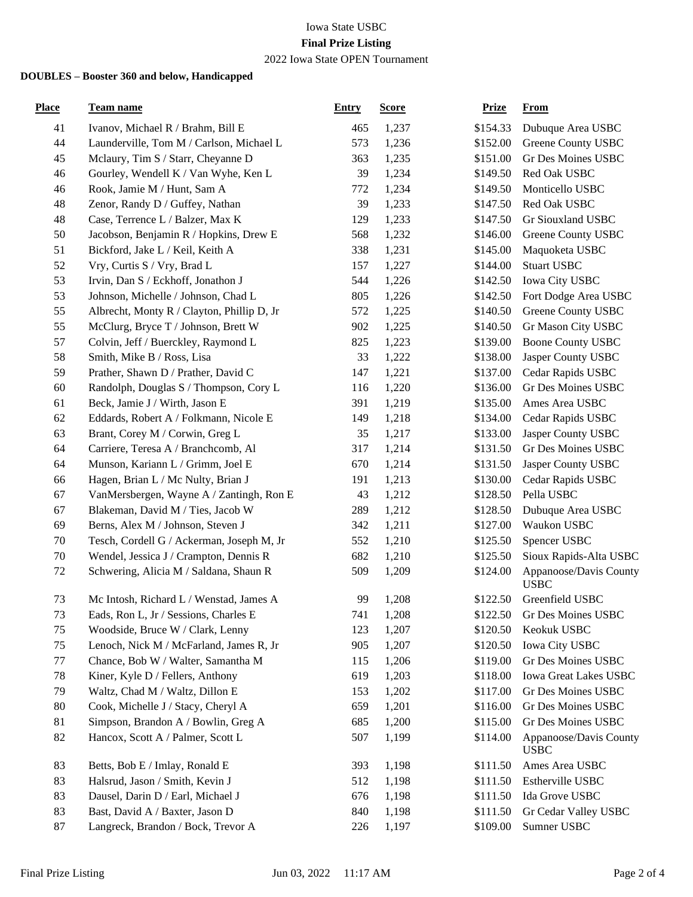Iowa State USBC

**Final Prize Listing**

2022 Iowa State OPEN Tournament

**DOUBLES – Booster 360 and below, Handicapped**

| Place | Team name | Entry | Score | Prize | From |
|---|---|---|---|---|---|
| 41 | Ivanov, Michael R / Brahm, Bill E | 465 | 1,237 | $154.33 | Dubuque Area USBC |
| 44 | Launderville, Tom M / Carlson, Michael L | 573 | 1,236 | $152.00 | Greene County USBC |
| 45 | Mclaury, Tim S / Starr, Cheyanne D | 363 | 1,235 | $151.00 | Gr Des Moines USBC |
| 46 | Gourley, Wendell K / Van Wyhe, Ken L | 39 | 1,234 | $149.50 | Red Oak USBC |
| 46 | Rook, Jamie M / Hunt, Sam A | 772 | 1,234 | $149.50 | Monticello USBC |
| 48 | Zenor, Randy D / Guffey, Nathan | 39 | 1,233 | $147.50 | Red Oak USBC |
| 48 | Case, Terrence L / Balzer, Max K | 129 | 1,233 | $147.50 | Gr Siouxland USBC |
| 50 | Jacobson, Benjamin R / Hopkins, Drew E | 568 | 1,232 | $146.00 | Greene County USBC |
| 51 | Bickford, Jake L / Keil, Keith A | 338 | 1,231 | $145.00 | Maquoketa USBC |
| 52 | Vry, Curtis S / Vry, Brad L | 157 | 1,227 | $144.00 | Stuart USBC |
| 53 | Irvin, Dan S / Eckhoff, Jonathon J | 544 | 1,226 | $142.50 | Iowa City USBC |
| 53 | Johnson, Michelle / Johnson, Chad L | 805 | 1,226 | $142.50 | Fort Dodge Area USBC |
| 55 | Albrecht, Monty R / Clayton, Phillip D, Jr | 572 | 1,225 | $140.50 | Greene County USBC |
| 55 | McClurg, Bryce T / Johnson, Brett W | 902 | 1,225 | $140.50 | Gr Mason City USBC |
| 57 | Colvin, Jeff / Buerckley, Raymond L | 825 | 1,223 | $139.00 | Boone County USBC |
| 58 | Smith, Mike B / Ross, Lisa | 33 | 1,222 | $138.00 | Jasper County USBC |
| 59 | Prather, Shawn D / Prather, David C | 147 | 1,221 | $137.00 | Cedar Rapids USBC |
| 60 | Randolph, Douglas S / Thompson, Cory L | 116 | 1,220 | $136.00 | Gr Des Moines USBC |
| 61 | Beck, Jamie J / Wirth, Jason E | 391 | 1,219 | $135.00 | Ames Area USBC |
| 62 | Eddards, Robert A / Folkmann, Nicole E | 149 | 1,218 | $134.00 | Cedar Rapids USBC |
| 63 | Brant, Corey M / Corwin, Greg L | 35 | 1,217 | $133.00 | Jasper County USBC |
| 64 | Carriere, Teresa A / Branchcomb, Al | 317 | 1,214 | $131.50 | Gr Des Moines USBC |
| 64 | Munson, Kariann L / Grimm, Joel E | 670 | 1,214 | $131.50 | Jasper County USBC |
| 66 | Hagen, Brian L / Mc Nulty, Brian J | 191 | 1,213 | $130.00 | Cedar Rapids USBC |
| 67 | VanMersbergen, Wayne A / Zantingh, Ron E | 43 | 1,212 | $128.50 | Pella USBC |
| 67 | Blakeman, David M / Ties, Jacob W | 289 | 1,212 | $128.50 | Dubuque Area USBC |
| 69 | Berns, Alex M / Johnson, Steven J | 342 | 1,211 | $127.00 | Waukon USBC |
| 70 | Tesch, Cordell G / Ackerman, Joseph M, Jr | 552 | 1,210 | $125.50 | Spencer USBC |
| 70 | Wendel, Jessica J / Crampton, Dennis R | 682 | 1,210 | $125.50 | Sioux Rapids-Alta USBC |
| 72 | Schwering, Alicia M / Saldana, Shaun R | 509 | 1,209 | $124.00 | Appanoose/Davis County USBC |
| 73 | Mc Intosh, Richard L / Wenstad, James A | 99 | 1,208 | $122.50 | Greenfield USBC |
| 73 | Eads, Ron L, Jr / Sessions, Charles E | 741 | 1,208 | $122.50 | Gr Des Moines USBC |
| 75 | Woodside, Bruce W / Clark, Lenny | 123 | 1,207 | $120.50 | Keokuk USBC |
| 75 | Lenoch, Nick M / McFarland, James R, Jr | 905 | 1,207 | $120.50 | Iowa City USBC |
| 77 | Chance, Bob W / Walter, Samantha M | 115 | 1,206 | $119.00 | Gr Des Moines USBC |
| 78 | Kiner, Kyle D / Fellers, Anthony | 619 | 1,203 | $118.00 | Iowa Great Lakes USBC |
| 79 | Waltz, Chad M / Waltz, Dillon E | 153 | 1,202 | $117.00 | Gr Des Moines USBC |
| 80 | Cook, Michelle J / Stacy, Cheryl A | 659 | 1,201 | $116.00 | Gr Des Moines USBC |
| 81 | Simpson, Brandon A / Bowlin, Greg A | 685 | 1,200 | $115.00 | Gr Des Moines USBC |
| 82 | Hancox, Scott A / Palmer, Scott L | 507 | 1,199 | $114.00 | Appanoose/Davis County USBC |
| 83 | Betts, Bob E / Imlay, Ronald E | 393 | 1,198 | $111.50 | Ames Area USBC |
| 83 | Halsrud, Jason / Smith, Kevin J | 512 | 1,198 | $111.50 | Estherville USBC |
| 83 | Dausel, Darin D / Earl, Michael J | 676 | 1,198 | $111.50 | Ida Grove USBC |
| 83 | Bast, David A / Baxter, Jason D | 840 | 1,198 | $111.50 | Gr Cedar Valley USBC |
| 87 | Langreck, Brandon / Bock, Trevor A | 226 | 1,197 | $109.00 | Sumner USBC |

Final Prize Listing Jun 03, 2022 11:17 AM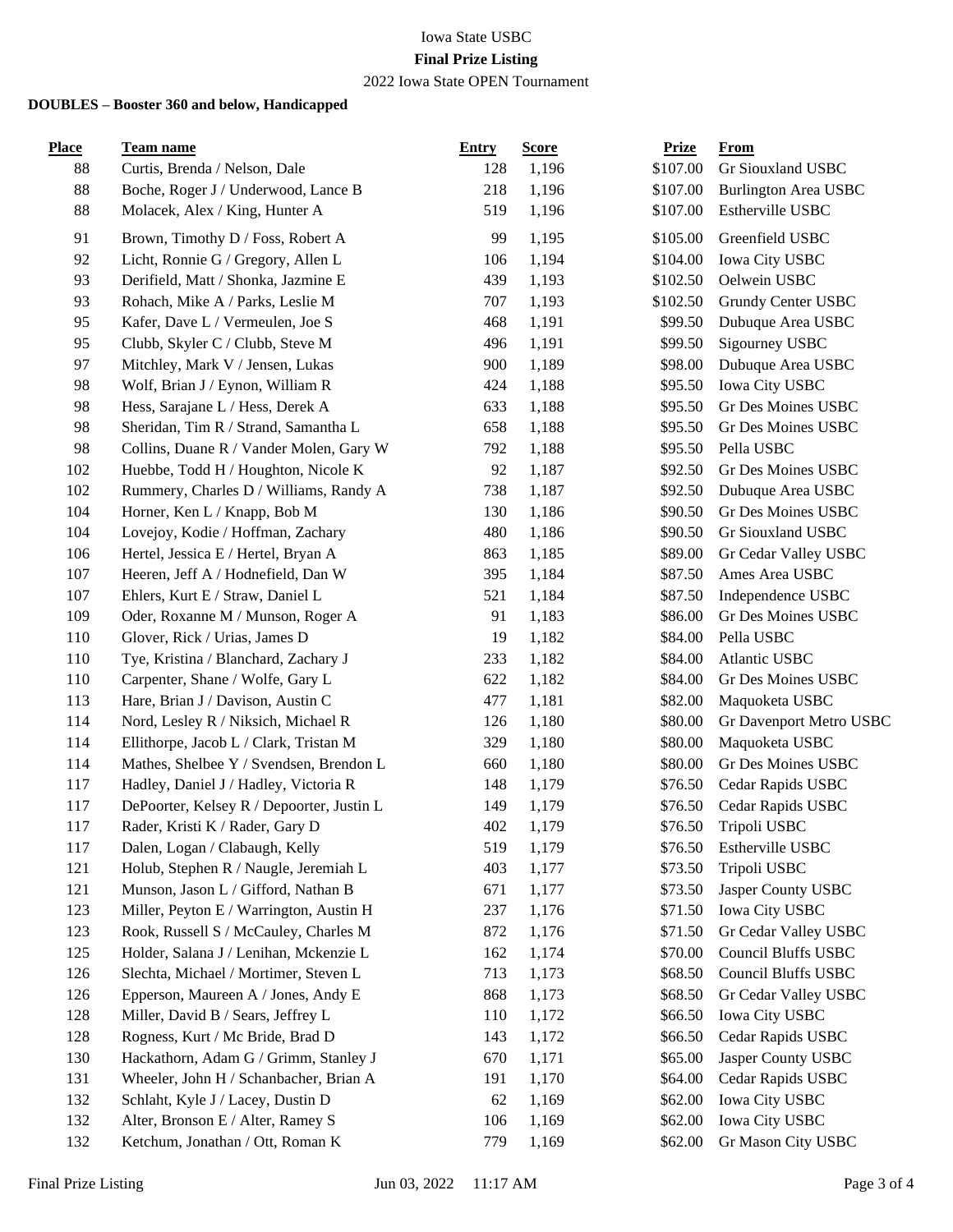Iowa State USBC

**Final Prize Listing**

2022 Iowa State OPEN Tournament

**DOUBLES – Booster 360 and below, Handicapped**

| Place | Team name | Entry | Score | Prize | From |
|---|---|---|---|---|---|
| 88 | Curtis, Brenda / Nelson, Dale | 128 | 1,196 | $107.00 | Gr Siouxland USBC |
| 88 | Boche, Roger J / Underwood, Lance B | 218 | 1,196 | $107.00 | Burlington Area USBC |
| 88 | Molacek, Alex / King, Hunter A | 519 | 1,196 | $107.00 | Estherville USBC |
| 91 | Brown, Timothy D / Foss, Robert A | 99 | 1,195 | $105.00 | Greenfield USBC |
| 92 | Licht, Ronnie G / Gregory, Allen L | 106 | 1,194 | $104.00 | Iowa City USBC |
| 93 | Derifield, Matt / Shonka, Jazmine E | 439 | 1,193 | $102.50 | Oelwein USBC |
| 93 | Rohach, Mike A / Parks, Leslie M | 707 | 1,193 | $102.50 | Grundy Center USBC |
| 95 | Kafer, Dave L / Vermeulen, Joe S | 468 | 1,191 | $99.50 | Dubuque Area USBC |
| 95 | Clubb, Skyler C / Clubb, Steve M | 496 | 1,191 | $99.50 | Sigourney USBC |
| 97 | Mitchley, Mark V / Jensen, Lukas | 900 | 1,189 | $98.00 | Dubuque Area USBC |
| 98 | Wolf, Brian J / Eynon, William R | 424 | 1,188 | $95.50 | Iowa City USBC |
| 98 | Hess, Sarajane L / Hess, Derek A | 633 | 1,188 | $95.50 | Gr Des Moines USBC |
| 98 | Sheridan, Tim R / Strand, Samantha L | 658 | 1,188 | $95.50 | Gr Des Moines USBC |
| 98 | Collins, Duane R / Vander Molen, Gary W | 792 | 1,188 | $95.50 | Pella USBC |
| 102 | Huebbe, Todd H / Houghton, Nicole K | 92 | 1,187 | $92.50 | Gr Des Moines USBC |
| 102 | Rummery, Charles D / Williams, Randy A | 738 | 1,187 | $92.50 | Dubuque Area USBC |
| 104 | Horner, Ken L / Knapp, Bob M | 130 | 1,186 | $90.50 | Gr Des Moines USBC |
| 104 | Lovejoy, Kodie / Hoffman, Zachary | 480 | 1,186 | $90.50 | Gr Siouxland USBC |
| 106 | Hertel, Jessica E / Hertel, Bryan A | 863 | 1,185 | $89.00 | Gr Cedar Valley USBC |
| 107 | Heeren, Jeff A / Hodnefield, Dan W | 395 | 1,184 | $87.50 | Ames Area USBC |
| 107 | Ehlers, Kurt E / Straw, Daniel L | 521 | 1,184 | $87.50 | Independence USBC |
| 109 | Oder, Roxanne M / Munson, Roger A | 91 | 1,183 | $86.00 | Gr Des Moines USBC |
| 110 | Glover, Rick / Urias, James D | 19 | 1,182 | $84.00 | Pella USBC |
| 110 | Tye, Kristina / Blanchard, Zachary J | 233 | 1,182 | $84.00 | Atlantic USBC |
| 110 | Carpenter, Shane / Wolfe, Gary L | 622 | 1,182 | $84.00 | Gr Des Moines USBC |
| 113 | Hare, Brian J / Davison, Austin C | 477 | 1,181 | $82.00 | Maquoketa USBC |
| 114 | Nord, Lesley R / Niksich, Michael R | 126 | 1,180 | $80.00 | Gr Davenport Metro USBC |
| 114 | Ellithorpe, Jacob L / Clark, Tristan M | 329 | 1,180 | $80.00 | Maquoketa USBC |
| 114 | Mathes, Shelbee Y / Svendsen, Brendon L | 660 | 1,180 | $80.00 | Gr Des Moines USBC |
| 117 | Hadley, Daniel J / Hadley, Victoria R | 148 | 1,179 | $76.50 | Cedar Rapids USBC |
| 117 | DePoorter, Kelsey R / Depoorter, Justin L | 149 | 1,179 | $76.50 | Cedar Rapids USBC |
| 117 | Rader, Kristi K / Rader, Gary D | 402 | 1,179 | $76.50 | Tripoli USBC |
| 117 | Dalen, Logan / Clabaugh, Kelly | 519 | 1,179 | $76.50 | Estherville USBC |
| 121 | Holub, Stephen R / Naugle, Jeremiah L | 403 | 1,177 | $73.50 | Tripoli USBC |
| 121 | Munson, Jason L / Gifford, Nathan B | 671 | 1,177 | $73.50 | Jasper County USBC |
| 123 | Miller, Peyton E / Warrington, Austin H | 237 | 1,176 | $71.50 | Iowa City USBC |
| 123 | Rook, Russell S / McCauley, Charles M | 872 | 1,176 | $71.50 | Gr Cedar Valley USBC |
| 125 | Holder, Salana J / Lenihan, Mckenzie L | 162 | 1,174 | $70.00 | Council Bluffs USBC |
| 126 | Slechta, Michael / Mortimer, Steven L | 713 | 1,173 | $68.50 | Council Bluffs USBC |
| 126 | Epperson, Maureen A / Jones, Andy E | 868 | 1,173 | $68.50 | Gr Cedar Valley USBC |
| 128 | Miller, David B / Sears, Jeffrey L | 110 | 1,172 | $66.50 | Iowa City USBC |
| 128 | Rogness, Kurt / Mc Bride, Brad D | 143 | 1,172 | $66.50 | Cedar Rapids USBC |
| 130 | Hackathorn, Adam G / Grimm, Stanley J | 670 | 1,171 | $65.00 | Jasper County USBC |
| 131 | Wheeler, John H / Schanbacher, Brian A | 191 | 1,170 | $64.00 | Cedar Rapids USBC |
| 132 | Schlaht, Kyle J / Lacey, Dustin D | 62 | 1,169 | $62.00 | Iowa City USBC |
| 132 | Alter, Bronson E / Alter, Ramey S | 106 | 1,169 | $62.00 | Iowa City USBC |
| 132 | Ketchum, Jonathan / Ott, Roman K | 779 | 1,169 | $62.00 | Gr Mason City USBC |

Final Prize Listing Jun 03, 2022 11:17 AM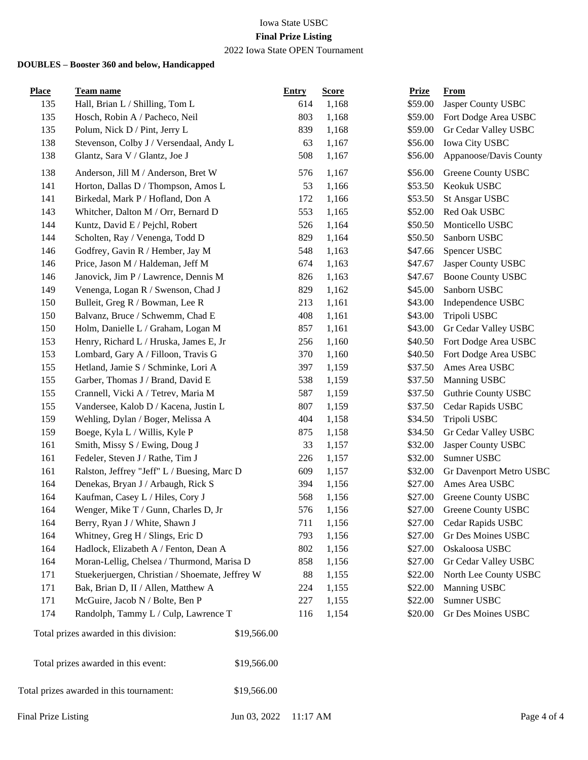Iowa State USBC

**Final Prize Listing**

2022 Iowa State OPEN Tournament

**DOUBLES – Booster 360 and below, Handicapped**

| Place | Team name | Entry | Score | Prize | From |
|---|---|---|---|---|---|
| 135 | Hall, Brian L / Shilling, Tom L | 614 | 1,168 | $59.00 | Jasper County USBC |
| 135 | Hosch, Robin A / Pacheco, Neil | 803 | 1,168 | $59.00 | Fort Dodge Area USBC |
| 135 | Polum, Nick D / Pint, Jerry L | 839 | 1,168 | $59.00 | Gr Cedar Valley USBC |
| 138 | Stevenson, Colby J / Versendaal, Andy L | 63 | 1,167 | $56.00 | Iowa City USBC |
| 138 | Glantz, Sara V / Glantz, Joe J | 508 | 1,167 | $56.00 | Appanoose/Davis County |
| 138 | Anderson, Jill M / Anderson, Bret W | 576 | 1,167 | $56.00 | Greene County USBC |
| 141 | Horton, Dallas D / Thompson, Amos L | 53 | 1,166 | $53.50 | Keokuk USBC |
| 141 | Birkedal, Mark P / Hofland, Don A | 172 | 1,166 | $53.50 | St Ansgar USBC |
| 143 | Whitcher, Dalton M / Orr, Bernard D | 553 | 1,165 | $52.00 | Red Oak USBC |
| 144 | Kuntz, David E / Pejchl, Robert | 526 | 1,164 | $50.50 | Monticello USBC |
| 144 | Scholten, Ray / Venenga, Todd D | 829 | 1,164 | $50.50 | Sanborn USBC |
| 146 | Godfrey, Gavin R / Hember, Jay M | 548 | 1,163 | $47.66 | Spencer USBC |
| 146 | Price, Jason M / Haldeman, Jeff M | 674 | 1,163 | $47.67 | Jasper County USBC |
| 146 | Janovick, Jim P / Lawrence, Dennis M | 826 | 1,163 | $47.67 | Boone County USBC |
| 149 | Venenga, Logan R / Swenson, Chad J | 829 | 1,162 | $45.00 | Sanborn USBC |
| 150 | Bulleit, Greg R / Bowman, Lee R | 213 | 1,161 | $43.00 | Independence USBC |
| 150 | Balvanz, Bruce / Schwemm, Chad E | 408 | 1,161 | $43.00 | Tripoli USBC |
| 150 | Holm, Danielle L / Graham, Logan M | 857 | 1,161 | $43.00 | Gr Cedar Valley USBC |
| 153 | Henry, Richard L / Hruska, James E, Jr | 256 | 1,160 | $40.50 | Fort Dodge Area USBC |
| 153 | Lombard, Gary A / Filloon, Travis G | 370 | 1,160 | $40.50 | Fort Dodge Area USBC |
| 155 | Hetland, Jamie S / Schminke, Lori A | 397 | 1,159 | $37.50 | Ames Area USBC |
| 155 | Garber, Thomas J / Brand, David E | 538 | 1,159 | $37.50 | Manning USBC |
| 155 | Crannell, Vicki A / Tetrev, Maria M | 587 | 1,159 | $37.50 | Guthrie County USBC |
| 155 | Vandersee, Kalob D / Kacena, Justin L | 807 | 1,159 | $37.50 | Cedar Rapids USBC |
| 159 | Wehling, Dylan / Boger, Melissa A | 404 | 1,158 | $34.50 | Tripoli USBC |
| 159 | Boege, Kyla L / Willis, Kyle P | 875 | 1,158 | $34.50 | Gr Cedar Valley USBC |
| 161 | Smith, Missy S / Ewing, Doug J | 33 | 1,157 | $32.00 | Jasper County USBC |
| 161 | Fedeler, Steven J / Rathe, Tim J | 226 | 1,157 | $32.00 | Sumner USBC |
| 161 | Ralston, Jeffrey "Jeff" L / Buesing, Marc D | 609 | 1,157 | $32.00 | Gr Davenport Metro USBC |
| 164 | Denekas, Bryan J / Arbaugh, Rick S | 394 | 1,156 | $27.00 | Ames Area USBC |
| 164 | Kaufman, Casey L / Hiles, Cory J | 568 | 1,156 | $27.00 | Greene County USBC |
| 164 | Wenger, Mike T / Gunn, Charles D, Jr | 576 | 1,156 | $27.00 | Greene County USBC |
| 164 | Berry, Ryan J / White, Shawn J | 711 | 1,156 | $27.00 | Cedar Rapids USBC |
| 164 | Whitney, Greg H / Slings, Eric D | 793 | 1,156 | $27.00 | Gr Des Moines USBC |
| 164 | Hadlock, Elizabeth A / Fenton, Dean A | 802 | 1,156 | $27.00 | Oskaloosa USBC |
| 164 | Moran-Lellig, Chelsea / Thurmond, Marisa D | 858 | 1,156 | $27.00 | Gr Cedar Valley USBC |
| 171 | Stuekerjuergen, Christian / Shoemate, Jeffrey W | 88 | 1,155 | $22.00 | North Lee County USBC |
| 171 | Bak, Brian D, II / Allen, Matthew A | 224 | 1,155 | $22.00 | Manning USBC |
| 171 | McGuire, Jacob N / Bolte, Ben P | 227 | 1,155 | $22.00 | Sumner USBC |
| 174 | Randolph, Tammy L / Culp, Lawrence T | 116 | 1,154 | $20.00 | Gr Des Moines USBC |

Total prizes awarded in this division: $19,566.00

Total prizes awarded in this event: $19,566.00

Total prizes awarded in this tournament: $19,566.00

Final Prize Listing Jun 03, 2022 11:17 AM